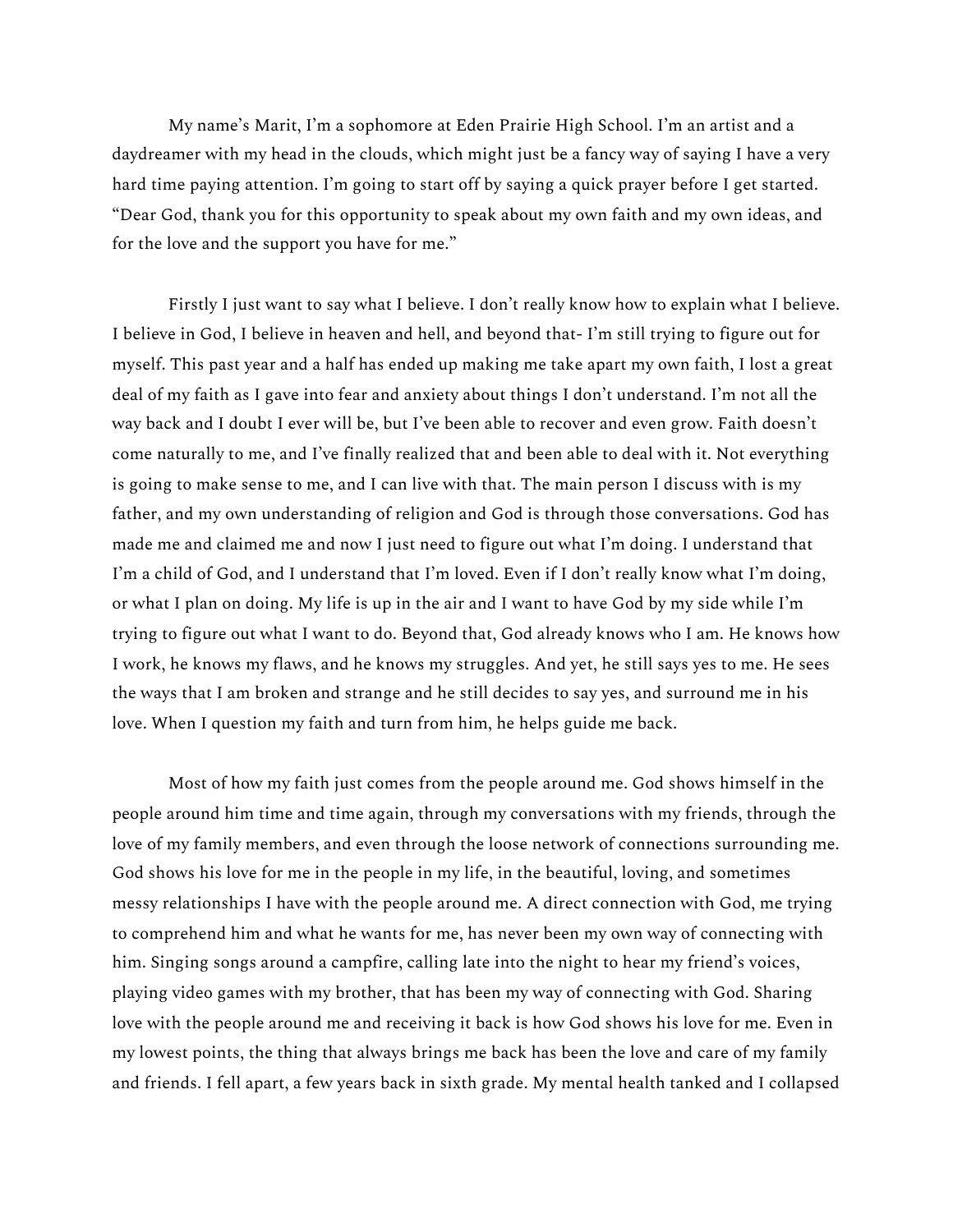My name's Marit, I'm a sophomore at Eden Prairie High School. I'm an artist and a daydreamer with my head in the clouds, which might just be a fancy way of saying I have a very hard time paying attention. I'm going to start off by saying a quick prayer before I get started. "Dear God, thank you for this opportunity to speak about my own faith and my own ideas, and for the love and the support you have for me."

Firstly I just want to say what I believe. I don't really know how to explain what I believe. I believe in God, I believe in heaven and hell, and beyond that- I'm still trying to figure out for myself. This past year and a half has ended up making me take apart my own faith, I lost a great deal of my faith as I gave into fear and anxiety about things I don't understand. I'm not all the way back and I doubt I ever will be, but I've been able to recover and even grow. Faith doesn't come naturally to me, and I've finally realized that and been able to deal with it. Not everything is going to make sense to me, and I can live with that. The main person I discuss with is my father, and my own understanding of religion and God is through those conversations. God has made me and claimed me and now I just need to figure out what I'm doing. I understand that I'm a child of God, and I understand that I'm loved. Even if I don't really know what I'm doing, or what I plan on doing. My life is up in the air and I want to have God by my side while I'm trying to figure out what I want to do. Beyond that, God already knows who I am. He knows how I work, he knows my flaws, and he knows my struggles. And yet, he still says yes to me. He sees the ways that I am broken and strange and he still decides to say yes, and surround me in his love. When I question my faith and turn from him, he helps guide me back.

Most of how my faith just comes from the people around me. God shows himself in the people around him time and time again, through my conversations with my friends, through the love of my family members, and even through the loose network of connections surrounding me. God shows his love for me in the people in my life, in the beautiful, loving, and sometimes messy relationships I have with the people around me. A direct connection with God, me trying to comprehend him and what he wants for me, has never been my own way of connecting with him. Singing songs around a campfire, calling late into the night to hear my friend's voices, playing video games with my brother, that has been my way of connecting with God. Sharing love with the people around me and receiving it back is how God shows his love for me. Even in my lowest points, the thing that always brings me back has been the love and care of my family and friends. I fell apart, a few years back in sixth grade. My mental health tanked and I collapsed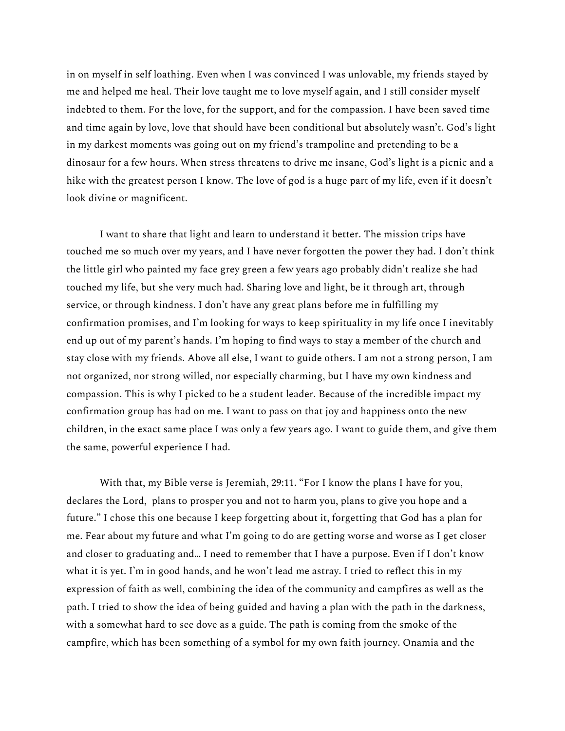in on myself in self loathing. Even when I was convinced I was unlovable, my friends stayed by me and helped me heal. Their love taught me to love myself again, and I still consider myself indebted to them. For the love, for the support, and for the compassion. I have been saved time and time again by love, love that should have been conditional but absolutely wasn't. God's light in my darkest moments was going out on my friend's trampoline and pretending to be a dinosaur for a few hours. When stress threatens to drive me insane, God's light is a picnic and a hike with the greatest person I know. The love of god is a huge part of my life, even if it doesn't look divine or magnificent.

I want to share that light and learn to understand it better. The mission trips have touched me so much over my years, and I have never forgotten the power they had. I don't think the little girl who painted my face grey green a few years ago probably didn't realize she had touched my life, but she very much had. Sharing love and light, be it through art, through service, or through kindness. I don't have any great plans before me in fulfilling my confirmation promises, and I'm looking for ways to keep spirituality in my life once I inevitably end up out of my parent's hands. I'm hoping to find ways to stay a member of the church and stay close with my friends. Above all else, I want to guide others. I am not a strong person, I am not organized, nor strong willed, nor especially charming, but I have my own kindness and compassion. This is why I picked to be a student leader. Because of the incredible impact my confirmation group has had on me. I want to pass on that joy and happiness onto the new children, in the exact same place I was only a few years ago. I want to guide them, and give them the same, powerful experience I had.

With that, my Bible verse is Jeremiah, 29:11. "For I know the plans I have for you, declares the Lord, plans to prosper you and not to harm you, plans to give you hope and a future." I chose this one because I keep forgetting about it, forgetting that God has a plan for me. Fear about my future and what I'm going to do are getting worse and worse as I get closer and closer to graduating and… I need to remember that I have a purpose. Even if I don't know what it is yet. I'm in good hands, and he won't lead me astray. I tried to reflect this in my expression of faith as well, combining the idea of the community and campfires as well as the path. I tried to show the idea of being guided and having a plan with the path in the darkness, with a somewhat hard to see dove as a guide. The path is coming from the smoke of the campfire, which has been something of a symbol for my own faith journey. Onamia and the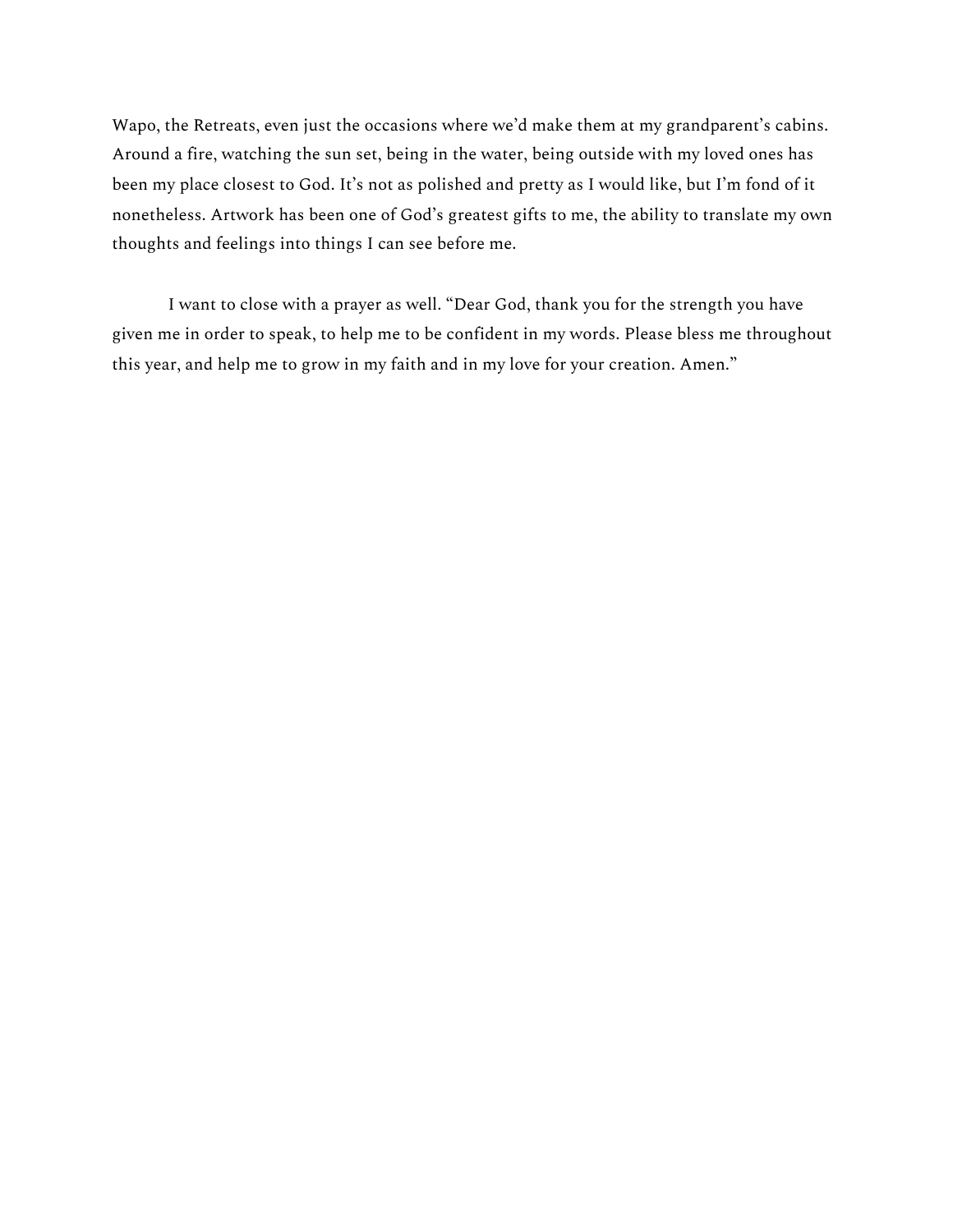Wapo, the Retreats, even just the occasions where we'd make them at my grandparent's cabins. Around a fire, watching the sun set, being in the water, being outside with my loved ones has been my place closest to God. It's not as polished and pretty as I would like, but I'm fond of it nonetheless. Artwork has been one of God's greatest gifts to me, the ability to translate my own thoughts and feelings into things I can see before me.

I want to close with a prayer as well. "Dear God, thank you for the strength you have given me in order to speak, to help me to be confident in my words. Please bless me throughout this year, and help me to grow in my faith and in my love for your creation. Amen."